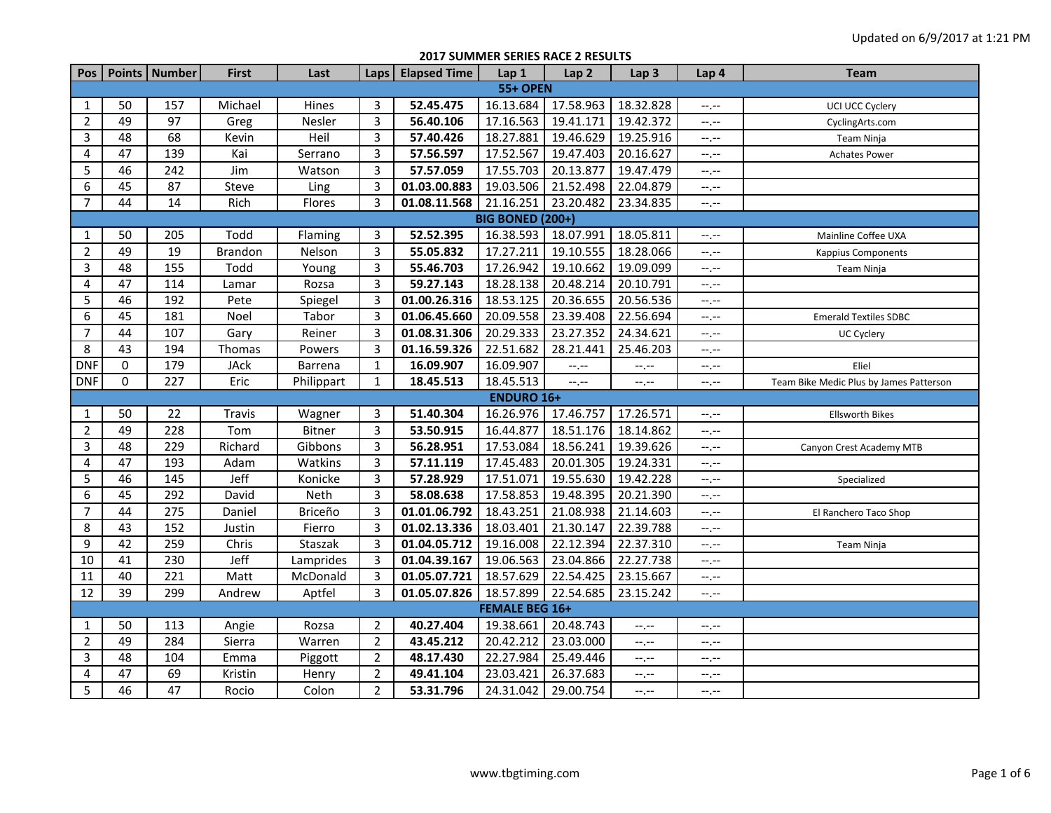Updated on 6/9/2017 at 1:21 PM

## 2017 SUMMER SERIES RACE 2 RESULTS

| Pos | Points | Number | First | Last | Laps | Elapsed Time | Lap 1 | Lap 2 | Lap 3 | Lap 4 | Team |
|---|---|---|---|---|---|---|---|---|---|---|---|
| **55+ OPEN** | | | | | | | | | | | |
| 1 | 50 | 157 | Michael | Hines | 3 | **52.45.475** | 16.13.684 | 17.58.963 | 18.32.828 | --.-- | UCI UCC Cyclery |
| 2 | 49 | 97 | Greg | Nesler | 3 | **56.40.106** | 17.16.563 | 19.41.171 | 19.42.372 | --.-- | CyclingArts.com |
| 3 | 48 | 68 | Kevin | Heil | 3 | **57.40.426** | 18.27.881 | 19.46.629 | 19.25.916 | --.-- | Team Ninja |
| 4 | 47 | 139 | Kai | Serrano | 3 | **57.56.597** | 17.52.567 | 19.47.403 | 20.16.627 | --.-- | Achates Power |
| 5 | 46 | 242 | Jim | Watson | 3 | **57.57.059** | 17.55.703 | 20.13.877 | 19.47.479 | --.-- | |
| 6 | 45 | 87 | Steve | Ling | 3 | **01.03.00.883** | 19.03.506 | 21.52.498 | 22.04.879 | --.-- | |
| 7 | 44 | 14 | Rich | Flores | 3 | **01.08.11.568** | 21.16.251 | 23.20.482 | 23.34.835 | --.-- | |
| **BIG BONED (200+)** | | | | | | | | | | | |
| 1 | 50 | 205 | Todd | Flaming | 3 | **52.52.395** | 16.38.593 | 18.07.991 | 18.05.811 | --.-- | Mainline Coffee UXA |
| 2 | 49 | 19 | Brandon | Nelson | 3 | **55.05.832** | 17.27.211 | 19.10.555 | 18.28.066 | --.-- | Kappius Components |
| 3 | 48 | 155 | Todd | Young | 3 | **55.46.703** | 17.26.942 | 19.10.662 | 19.09.099 | --.-- | Team Ninja |
| 4 | 47 | 114 | Lamar | Rozsa | 3 | **59.27.143** | 18.28.138 | 20.48.214 | 20.10.791 | --.-- | |
| 5 | 46 | 192 | Pete | Spiegel | 3 | **01.00.26.316** | 18.53.125 | 20.36.655 | 20.56.536 | --.-- | |
| 6 | 45 | 181 | Noel | Tabor | 3 | **01.06.45.660** | 20.09.558 | 23.39.408 | 22.56.694 | --.-- | Emerald Textiles SDBC |
| 7 | 44 | 107 | Gary | Reiner | 3 | **01.08.31.306** | 20.29.333 | 23.27.352 | 24.34.621 | --.-- | UC Cyclery |
| 8 | 43 | 194 | Thomas | Powers | 3 | **01.16.59.326** | 22.51.682 | 28.21.441 | 25.46.203 | --.-- | |
| DNF | 0 | 179 | JAck | Barrena | 1 | **16.09.907** | 16.09.907 | --.-- | --.-- | --.-- | Eliel |
| DNF | 0 | 227 | Eric | Philippart | 1 | **18.45.513** | 18.45.513 | --.-- | --.-- | --.-- | Team Bike Medic Plus by James Patterson |
| **ENDURO 16+** | | | | | | | | | | | |
| 1 | 50 | 22 | Travis | Wagner | 3 | **51.40.304** | 16.26.976 | 17.46.757 | 17.26.571 | --.-- | Ellsworth Bikes |
| 2 | 49 | 228 | Tom | Bitner | 3 | **53.50.915** | 16.44.877 | 18.51.176 | 18.14.862 | --.-- | |
| 3 | 48 | 229 | Richard | Gibbons | 3 | **56.28.951** | 17.53.084 | 18.56.241 | 19.39.626 | --.-- | Canyon Crest Academy MTB |
| 4 | 47 | 193 | Adam | Watkins | 3 | **57.11.119** | 17.45.483 | 20.01.305 | 19.24.331 | --.-- | |
| 5 | 46 | 145 | Jeff | Konicke | 3 | **57.28.929** | 17.51.071 | 19.55.630 | 19.42.228 | --.-- | Specialized |
| 6 | 45 | 292 | David | Neth | 3 | **58.08.638** | 17.58.853 | 19.48.395 | 20.21.390 | --.-- | |
| 7 | 44 | 275 | Daniel | Briceño | 3 | **01.01.06.792** | 18.43.251 | 21.08.938 | 21.14.603 | --.-- | El Ranchero Taco Shop |
| 8 | 43 | 152 | Justin | Fierro | 3 | **01.02.13.336** | 18.03.401 | 21.30.147 | 22.39.788 | --.-- | |
| 9 | 42 | 259 | Chris | Staszak | 3 | **01.04.05.712** | 19.16.008 | 22.12.394 | 22.37.310 | --.-- | Team Ninja |
| 10 | 41 | 230 | Jeff | Lamprides | 3 | **01.04.39.167** | 19.06.563 | 23.04.866 | 22.27.738 | --.-- | |
| 11 | 40 | 221 | Matt | McDonald | 3 | **01.05.07.721** | 18.57.629 | 22.54.425 | 23.15.667 | --.-- | |
| 12 | 39 | 299 | Andrew | Aptfel | 3 | **01.05.07.826** | 18.57.899 | 22.54.685 | 23.15.242 | --.-- | |
| **FEMALE BEG 16+** | | | | | | | | | | | |
| 1 | 50 | 113 | Angie | Rozsa | 2 | **40.27.404** | 19.38.661 | 20.48.743 | --.-- | --.-- | |
| 2 | 49 | 284 | Sierra | Warren | 2 | **43.45.212** | 20.42.212 | 23.03.000 | --.-- | --.-- | |
| 3 | 48 | 104 | Emma | Piggott | 2 | **48.17.430** | 22.27.984 | 25.49.446 | --.-- | --.-- | |
| 4 | 47 | 69 | Kristin | Henry | 2 | **49.41.104** | 23.03.421 | 26.37.683 | --.-- | --.-- | |
| 5 | 46 | 47 | Rocio | Colon | 2 | **53.31.796** | 24.31.042 | 29.00.754 | --.-- | --.-- | |

www.tbgtiming.com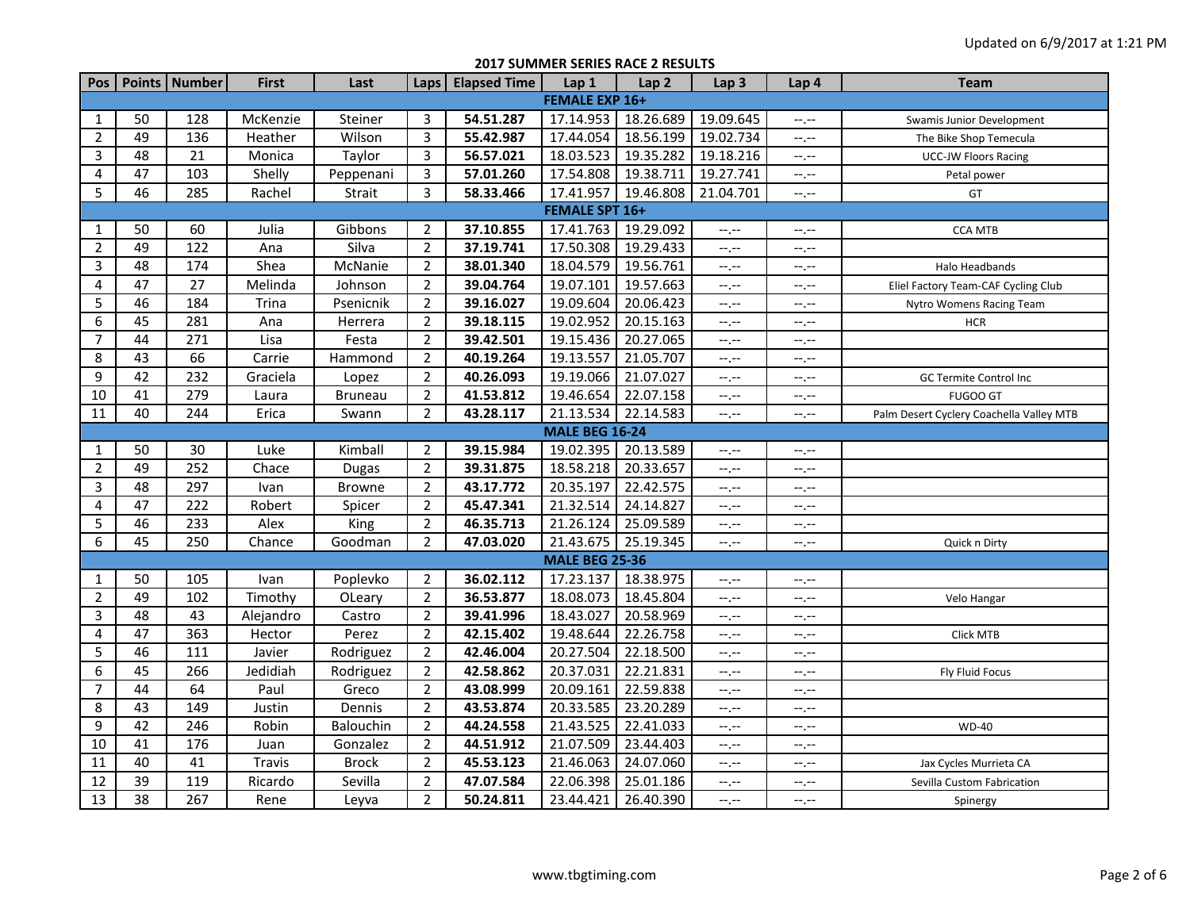Updated on 6/9/2017 at 1:21 PM

## 2017 SUMMER SERIES RACE 2 RESULTS

| Pos | Points | Number | First | Last | Laps | Elapsed Time | Lap 1 | Lap 2 | Lap 3 | Lap 4 | Team |
|---|---|---|---|---|---|---|---|---|---|---|---|
| **FEMALE EXP 16+** | | | | | | | | | | | |
| 1 | 50 | 128 | McKenzie | Steiner | 3 | **54.51.287** | 17.14.953 | 18.26.689 | 19.09.645 | --.-- | Swamis Junior Development |
| 2 | 49 | 136 | Heather | Wilson | 3 | **55.42.987** | 17.44.054 | 18.56.199 | 19.02.734 | --.-- | The Bike Shop Temecula |
| 3 | 48 | 21 | Monica | Taylor | 3 | **56.57.021** | 18.03.523 | 19.35.282 | 19.18.216 | --.-- | UCC-JW Floors Racing |
| 4 | 47 | 103 | Shelly | Peppenani | 3 | **57.01.260** | 17.54.808 | 19.38.711 | 19.27.741 | --.-- | Petal power |
| 5 | 46 | 285 | Rachel | Strait | 3 | **58.33.466** | 17.41.957 | 19.46.808 | 21.04.701 | --.-- | GT |
| **FEMALE SPT 16+** | | | | | | | | | | | |
| 1 | 50 | 60 | Julia | Gibbons | 2 | **37.10.855** | 17.41.763 | 19.29.092 | --.-- | --.-- | CCA MTB |
| 2 | 49 | 122 | Ana | Silva | 2 | **37.19.741** | 17.50.308 | 19.29.433 | --.-- | --.-- | |
| 3 | 48 | 174 | Shea | McNanie | 2 | **38.01.340** | 18.04.579 | 19.56.761 | --.-- | --.-- | Halo Headbands |
| 4 | 47 | 27 | Melinda | Johnson | 2 | **39.04.764** | 19.07.101 | 19.57.663 | --.-- | --.-- | Eliel Factory Team-CAF Cycling Club |
| 5 | 46 | 184 | Trina | Psenicnik | 2 | **39.16.027** | 19.09.604 | 20.06.423 | --.-- | --.-- | Nytro Womens Racing Team |
| 6 | 45 | 281 | Ana | Herrera | 2 | **39.18.115** | 19.02.952 | 20.15.163 | --.-- | --.-- | HCR |
| 7 | 44 | 271 | Lisa | Festa | 2 | **39.42.501** | 19.15.436 | 20.27.065 | --.-- | --.-- | |
| 8 | 43 | 66 | Carrie | Hammond | 2 | **40.19.264** | 19.13.557 | 21.05.707 | --.-- | --.-- | |
| 9 | 42 | 232 | Graciela | Lopez | 2 | **40.26.093** | 19.19.066 | 21.07.027 | --.-- | --.-- | GC Termite Control Inc |
| 10 | 41 | 279 | Laura | Bruneau | 2 | **41.53.812** | 19.46.654 | 22.07.158 | --.-- | --.-- | FUGOO GT |
| 11 | 40 | 244 | Erica | Swann | 2 | **43.28.117** | 21.13.534 | 22.14.583 | --.-- | --.-- | Palm Desert Cyclery Coachella Valley MTB |
| **MALE BEG 16-24** | | | | | | | | | | | |
| 1 | 50 | 30 | Luke | Kimball | 2 | **39.15.984** | 19.02.395 | 20.13.589 | --.-- | --.-- | |
| 2 | 49 | 252 | Chace | Dugas | 2 | **39.31.875** | 18.58.218 | 20.33.657 | --.-- | --.-- | |
| 3 | 48 | 297 | Ivan | Browne | 2 | **43.17.772** | 20.35.197 | 22.42.575 | --.-- | --.-- | |
| 4 | 47 | 222 | Robert | Spicer | 2 | **45.47.341** | 21.32.514 | 24.14.827 | --.-- | --.-- | |
| 5 | 46 | 233 | Alex | King | 2 | **46.35.713** | 21.26.124 | 25.09.589 | --.-- | --.-- | |
| 6 | 45 | 250 | Chance | Goodman | 2 | **47.03.020** | 21.43.675 | 25.19.345 | --.-- | --.-- | Quick n Dirty |
| **MALE BEG 25-36** | | | | | | | | | | | |
| 1 | 50 | 105 | Ivan | Poplevko | 2 | **36.02.112** | 17.23.137 | 18.38.975 | --.-- | --.-- | |
| 2 | 49 | 102 | Timothy | OLeary | 2 | **36.53.877** | 18.08.073 | 18.45.804 | --.-- | --.-- | Velo Hangar |
| 3 | 48 | 43 | Alejandro | Castro | 2 | **39.41.996** | 18.43.027 | 20.58.969 | --.-- | --.-- | |
| 4 | 47 | 363 | Hector | Perez | 2 | **42.15.402** | 19.48.644 | 22.26.758 | --.-- | --.-- | Click MTB |
| 5 | 46 | 111 | Javier | Rodriguez | 2 | **42.46.004** | 20.27.504 | 22.18.500 | --.-- | --.-- | |
| 6 | 45 | 266 | Jedidiah | Rodriguez | 2 | **42.58.862** | 20.37.031 | 22.21.831 | --.-- | --.-- | Fly Fluid Focus |
| 7 | 44 | 64 | Paul | Greco | 2 | **43.08.999** | 20.09.161 | 22.59.838 | --.-- | --.-- | |
| 8 | 43 | 149 | Justin | Dennis | 2 | **43.53.874** | 20.33.585 | 23.20.289 | --.-- | --.-- | |
| 9 | 42 | 246 | Robin | Balouchin | 2 | **44.24.558** | 21.43.525 | 22.41.033 | --.-- | --.-- | WD-40 |
| 10 | 41 | 176 | Juan | Gonzalez | 2 | **44.51.912** | 21.07.509 | 23.44.403 | --.-- | --.-- | |
| 11 | 40 | 41 | Travis | Brock | 2 | **45.53.123** | 21.46.063 | 24.07.060 | --.-- | --.-- | Jax Cycles Murrieta CA |
| 12 | 39 | 119 | Ricardo | Sevilla | 2 | **47.07.584** | 22.06.398 | 25.01.186 | --.-- | --.-- | Sevilla Custom Fabrication |
| 13 | 38 | 267 | Rene | Leyva | 2 | **50.24.811** | 23.44.421 | 26.40.390 | --.-- | --.-- | Spinergy |

www.tbgtiming.com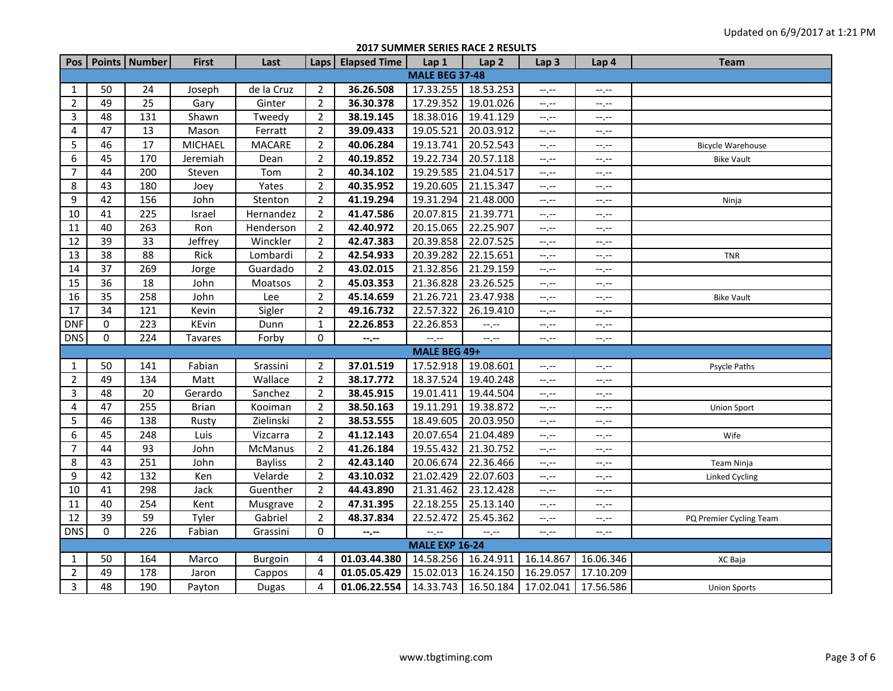Updated on 6/9/2017 at 1:21 PM

## 2017 SUMMER SERIES RACE 2 RESULTS

| Pos | Points | Number | First | Last | Laps | Elapsed Time | Lap 1 | Lap 2 | Lap 3 | Lap 4 | Team |
|---|---|---|---|---|---|---|---|---|---|---|---|
| **MALE BEG 37-48** | | | | | | | | | | | |
| 1 | 50 | 24 | Joseph | de la Cruz | 2 | **36.26.508** | 17.33.255 | 18.53.253 | --.-- | --.-- | |
| 2 | 49 | 25 | Gary | Ginter | 2 | **36.30.378** | 17.29.352 | 19.01.026 | --.-- | --.-- | |
| 3 | 48 | 131 | Shawn | Tweedy | 2 | **38.19.145** | 18.38.016 | 19.41.129 | --.-- | --.-- | |
| 4 | 47 | 13 | Mason | Ferratt | 2 | **39.09.433** | 19.05.521 | 20.03.912 | --.-- | --.-- | |
| 5 | 46 | 17 | MICHAEL | MACARE | 2 | **40.06.284** | 19.13.741 | 20.52.543 | --.-- | --.-- | Bicycle Warehouse |
| 6 | 45 | 170 | Jeremiah | Dean | 2 | **40.19.852** | 19.22.734 | 20.57.118 | --.-- | --.-- | Bike Vault |
| 7 | 44 | 200 | Steven | Tom | 2 | **40.34.102** | 19.29.585 | 21.04.517 | --.-- | --.-- | |
| 8 | 43 | 180 | Joey | Yates | 2 | **40.35.952** | 19.20.605 | 21.15.347 | --.-- | --.-- | |
| 9 | 42 | 156 | John | Stenton | 2 | **41.19.294** | 19.31.294 | 21.48.000 | --.-- | --.-- | Ninja |
| 10 | 41 | 225 | Israel | Hernandez | 2 | **41.47.586** | 20.07.815 | 21.39.771 | --.-- | --.-- | |
| 11 | 40 | 263 | Ron | Henderson | 2 | **42.40.972** | 20.15.065 | 22.25.907 | --.-- | --.-- | |
| 12 | 39 | 33 | Jeffrey | Winckler | 2 | **42.47.383** | 20.39.858 | 22.07.525 | --.-- | --.-- | |
| 13 | 38 | 88 | Rick | Lombardi | 2 | **42.54.933** | 20.39.282 | 22.15.651 | --.-- | --.-- | TNR |
| 14 | 37 | 269 | Jorge | Guardado | 2 | **43.02.015** | 21.32.856 | 21.29.159 | --.-- | --.-- | |
| 15 | 36 | 18 | John | Moatsos | 2 | **45.03.353** | 21.36.828 | 23.26.525 | --.-- | --.-- | |
| 16 | 35 | 258 | John | Lee | 2 | **45.14.659** | 21.26.721 | 23.47.938 | --.-- | --.-- | Bike Vault |
| 17 | 34 | 121 | Kevin | Sigler | 2 | **49.16.732** | 22.57.322 | 26.19.410 | --.-- | --.-- | |
| DNF | 0 | 223 | KEvin | Dunn | 1 | **22.26.853** | 22.26.853 | --.-- | --.-- | --.-- | |
| DNS | 0 | 224 | Tavares | Forby | 0 | **--.--** | --.-- | --.-- | --.-- | --.-- | |
| **MALE BEG 49+** | | | | | | | | | | | |
| 1 | 50 | 141 | Fabian | Srassini | 2 | **37.01.519** | 17.52.918 | 19.08.601 | --.-- | --.-- | Psycle Paths |
| 2 | 49 | 134 | Matt | Wallace | 2 | **38.17.772** | 18.37.524 | 19.40.248 | --.-- | --.-- | |
| 3 | 48 | 20 | Gerardo | Sanchez | 2 | **38.45.915** | 19.01.411 | 19.44.504 | --.-- | --.-- | |
| 4 | 47 | 255 | Brian | Kooiman | 2 | **38.50.163** | 19.11.291 | 19.38.872 | --.-- | --.-- | Union Sport |
| 5 | 46 | 138 | Rusty | Zielinski | 2 | **38.53.555** | 18.49.605 | 20.03.950 | --.-- | --.-- | |
| 6 | 45 | 248 | Luis | Vizcarra | 2 | **41.12.143** | 20.07.654 | 21.04.489 | --.-- | --.-- | Wife |
| 7 | 44 | 93 | John | McManus | 2 | **41.26.184** | 19.55.432 | 21.30.752 | --.-- | --.-- | |
| 8 | 43 | 251 | John | Bayliss | 2 | **42.43.140** | 20.06.674 | 22.36.466 | --.-- | --.-- | Team Ninja |
| 9 | 42 | 132 | Ken | Velarde | 2 | **43.10.032** | 21.02.429 | 22.07.603 | --.-- | --.-- | Linked Cycling |
| 10 | 41 | 298 | Jack | Guenther | 2 | **44.43.890** | 21.31.462 | 23.12.428 | --.-- | --.-- | |
| 11 | 40 | 254 | Kent | Musgrave | 2 | **47.31.395** | 22.18.255 | 25.13.140 | --.-- | --.-- | |
| 12 | 39 | 59 | Tyler | Gabriel | 2 | **48.37.834** | 22.52.472 | 25.45.362 | --.-- | --.-- | PQ Premier Cycling Team |
| DNS | 0 | 226 | Fabian | Grassini | 0 | **--.--** | --.-- | --.-- | --.-- | --.-- | |
| **MALE EXP 16-24** | | | | | | | | | | | |
| 1 | 50 | 164 | Marco | Burgoin | 4 | **01.03.44.380** | 14.58.256 | 16.24.911 | 16.14.867 | 16.06.346 | XC Baja |
| 2 | 49 | 178 | Jaron | Cappos | 4 | **01.05.05.429** | 15.02.013 | 16.24.150 | 16.29.057 | 17.10.209 | |
| 3 | 48 | 190 | Payton | Dugas | 4 | **01.06.22.554** | 14.33.743 | 16.50.184 | 17.02.041 | 17.56.586 | Union Sports |

www.tbgtiming.com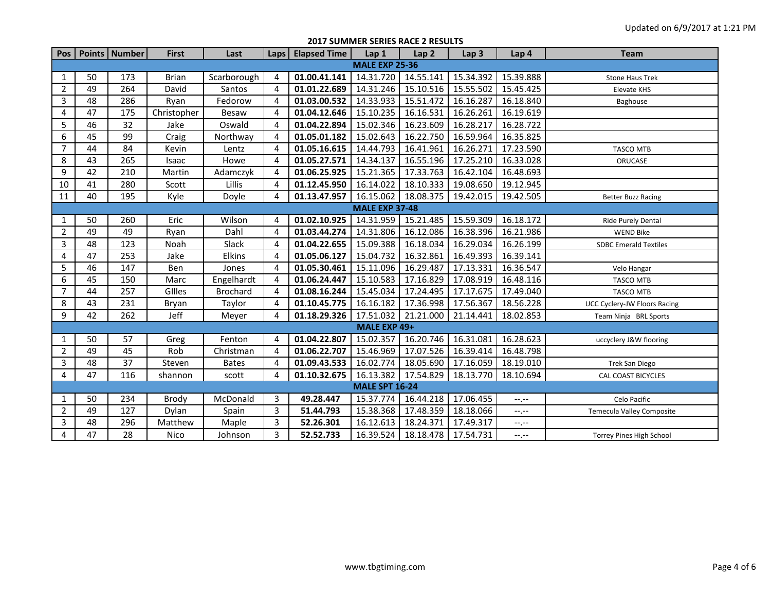Updated on 6/9/2017 at 1:21 PM

**2017 SUMMER SERIES RACE 2 RESULTS**

| Pos | Points | Number | First | Last | Laps | Elapsed Time | Lap 1 | Lap 2 | Lap 3 | Lap 4 | Team |
|---|---|---|---|---|---|---|---|---|---|---|---|
| **MALE EXP 25-36** | | | | | | | | | | | |
| 1 | 50 | 173 | Brian | Scarborough | 4 | **01.00.41.141** | 14.31.720 | 14.55.141 | 15.34.392 | 15.39.888 | Stone Haus Trek |
| 2 | 49 | 264 | David | Santos | 4 | **01.01.22.689** | 14.31.246 | 15.10.516 | 15.55.502 | 15.45.425 | Elevate KHS |
| 3 | 48 | 286 | Ryan | Fedorow | 4 | **01.03.00.532** | 14.33.933 | 15.51.472 | 16.16.287 | 16.18.840 | Baghouse |
| 4 | 47 | 175 | Christopher | Besaw | 4 | **01.04.12.646** | 15.10.235 | 16.16.531 | 16.26.261 | 16.19.619 | |
| 5 | 46 | 32 | Jake | Oswald | 4 | **01.04.22.894** | 15.02.346 | 16.23.609 | 16.28.217 | 16.28.722 | |
| 6 | 45 | 99 | Craig | Northway | 4 | **01.05.01.182** | 15.02.643 | 16.22.750 | 16.59.964 | 16.35.825 | |
| 7 | 44 | 84 | Kevin | Lentz | 4 | **01.05.16.615** | 14.44.793 | 16.41.961 | 16.26.271 | 17.23.590 | TASCO MTB |
| 8 | 43 | 265 | Isaac | Howe | 4 | **01.05.27.571** | 14.34.137 | 16.55.196 | 17.25.210 | 16.33.028 | ORUCASE |
| 9 | 42 | 210 | Martin | Adamczyk | 4 | **01.06.25.925** | 15.21.365 | 17.33.763 | 16.42.104 | 16.48.693 | |
| 10 | 41 | 280 | Scott | Lillis | 4 | **01.12.45.950** | 16.14.022 | 18.10.333 | 19.08.650 | 19.12.945 | |
| 11 | 40 | 195 | Kyle | Doyle | 4 | **01.13.47.957** | 16.15.062 | 18.08.375 | 19.42.015 | 19.42.505 | Better Buzz Racing |
| **MALE EXP 37-48** | | | | | | | | | | | |
| 1 | 50 | 260 | Eric | Wilson | 4 | **01.02.10.925** | 14.31.959 | 15.21.485 | 15.59.309 | 16.18.172 | Ride Purely Dental |
| 2 | 49 | 49 | Ryan | Dahl | 4 | **01.03.44.274** | 14.31.806 | 16.12.086 | 16.38.396 | 16.21.986 | WEND Bike |
| 3 | 48 | 123 | Noah | Slack | 4 | **01.04.22.655** | 15.09.388 | 16.18.034 | 16.29.034 | 16.26.199 | SDBC Emerald Textiles |
| 4 | 47 | 253 | Jake | Elkins | 4 | **01.05.06.127** | 15.04.732 | 16.32.861 | 16.49.393 | 16.39.141 | |
| 5 | 46 | 147 | Ben | Jones | 4 | **01.05.30.461** | 15.11.096 | 16.29.487 | 17.13.331 | 16.36.547 | Velo Hangar |
| 6 | 45 | 150 | Marc | Engelhardt | 4 | **01.06.24.447** | 15.10.583 | 17.16.829 | 17.08.919 | 16.48.116 | TASCO MTB |
| 7 | 44 | 257 | GIlles | Brochard | 4 | **01.08.16.244** | 15.45.034 | 17.24.495 | 17.17.675 | 17.49.040 | TASCO MTB |
| 8 | 43 | 231 | Bryan | Taylor | 4 | **01.10.45.775** | 16.16.182 | 17.36.998 | 17.56.367 | 18.56.228 | UCC Cyclery-JW Floors Racing |
| 9 | 42 | 262 | Jeff | Meyer | 4 | **01.18.29.326** | 17.51.032 | 21.21.000 | 21.14.441 | 18.02.853 | Team Ninja BRL Sports |
| **MALE EXP 49+** | | | | | | | | | | | |
| 1 | 50 | 57 | Greg | Fenton | 4 | **01.04.22.807** | 15.02.357 | 16.20.746 | 16.31.081 | 16.28.623 | uccyclery J&W flooring |
| 2 | 49 | 45 | Rob | Christman | 4 | **01.06.22.707** | 15.46.969 | 17.07.526 | 16.39.414 | 16.48.798 | |
| 3 | 48 | 37 | Steven | Bates | 4 | **01.09.43.533** | 16.02.774 | 18.05.690 | 17.16.059 | 18.19.010 | Trek San Diego |
| 4 | 47 | 116 | shannon | scott | 4 | **01.10.32.675** | 16.13.382 | 17.54.829 | 18.13.770 | 18.10.694 | CAL COAST BICYCLES |
| **MALE SPT 16-24** | | | | | | | | | | | |
| 1 | 50 | 234 | Brody | McDonald | 3 | **49.28.447** | 15.37.774 | 16.44.218 | 17.06.455 | --.-- | Celo Pacific |
| 2 | 49 | 127 | Dylan | Spain | 3 | **51.44.793** | 15.38.368 | 17.48.359 | 18.18.066 | --.-- | Temecula Valley Composite |
| 3 | 48 | 296 | Matthew | Maple | 3 | **52.26.301** | 16.12.613 | 18.24.371 | 17.49.317 | --.-- | |
| 4 | 47 | 28 | Nico | Johnson | 3 | **52.52.733** | 16.39.524 | 18.18.478 | 17.54.731 | --.-- | Torrey Pines High School |

www.tbgtiming.com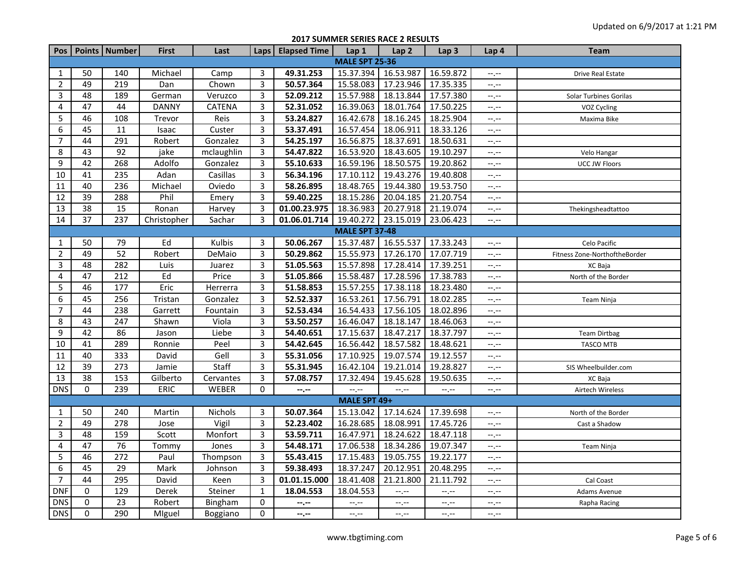Updated on 6/9/2017 at 1:21 PM

## 2017 SUMMER SERIES RACE 2 RESULTS

| Pos | Points | Number | First | Last | Laps | Elapsed Time | Lap 1 | Lap 2 | Lap 3 | Lap 4 | Team |
|---|---|---|---|---|---|---|---|---|---|---|---|
| **MALE SPT 25-36** | | | | | | | | | | | |
| 1 | 50 | 140 | Michael | Camp | 3 | **49.31.253** | 15.37.394 | 16.53.987 | 16.59.872 | --.-- | Drive Real Estate |
| 2 | 49 | 219 | Dan | Chown | 3 | **50.57.364** | 15.58.083 | 17.23.946 | 17.35.335 | --.-- | |
| 3 | 48 | 189 | German | Veruzco | 3 | **52.09.212** | 15.57.988 | 18.13.844 | 17.57.380 | --.-- | Solar Turbines Gorilas |
| 4 | 47 | 44 | DANNY | CATENA | 3 | **52.31.052** | 16.39.063 | 18.01.764 | 17.50.225 | --.-- | VOZ Cycling |
| 5 | 46 | 108 | Trevor | Reis | 3 | **53.24.827** | 16.42.678 | 18.16.245 | 18.25.904 | --.-- | Maxima Bike |
| 6 | 45 | 11 | Isaac | Custer | 3 | **53.37.491** | 16.57.454 | 18.06.911 | 18.33.126 | --.-- | |
| 7 | 44 | 291 | Robert | Gonzalez | 3 | **54.25.197** | 16.56.875 | 18.37.691 | 18.50.631 | --.-- | |
| 8 | 43 | 92 | jake | mclaughlin | 3 | **54.47.822** | 16.53.920 | 18.43.605 | 19.10.297 | --.-- | Velo Hangar |
| 9 | 42 | 268 | Adolfo | Gonzalez | 3 | **55.10.633** | 16.59.196 | 18.50.575 | 19.20.862 | --.-- | UCC JW Floors |
| 10 | 41 | 235 | Adan | Casillas | 3 | **56.34.196** | 17.10.112 | 19.43.276 | 19.40.808 | --.-- | |
| 11 | 40 | 236 | Michael | Oviedo | 3 | **58.26.895** | 18.48.765 | 19.44.380 | 19.53.750 | --.-- | |
| 12 | 39 | 288 | Phil | Emery | 3 | **59.40.225** | 18.15.286 | 20.04.185 | 21.20.754 | --.-- | |
| 13 | 38 | 15 | Ronan | Harvey | 3 | **01.00.23.975** | 18.36.983 | 20.27.918 | 21.19.074 | --.-- | Thekingsheadtattoo |
| 14 | 37 | 237 | Christopher | Sachar | 3 | **01.06.01.714** | 19.40.272 | 23.15.019 | 23.06.423 | --.-- | |
| **MALE SPT 37-48** | | | | | | | | | | | |
| 1 | 50 | 79 | Ed | Kulbis | 3 | **50.06.267** | 15.37.487 | 16.55.537 | 17.33.243 | --.-- | Celo Pacific |
| 2 | 49 | 52 | Robert | DeMaio | 3 | **50.29.862** | 15.55.973 | 17.26.170 | 17.07.719 | --.-- | Fitness Zone-NorthoftheBorder |
| 3 | 48 | 282 | Luis | Juarez | 3 | **51.05.563** | 15.57.898 | 17.28.414 | 17.39.251 | --.-- | XC Baja |
| 4 | 47 | 212 | Ed | Price | 3 | **51.05.866** | 15.58.487 | 17.28.596 | 17.38.783 | --.-- | North of the Border |
| 5 | 46 | 177 | Eric | Herrerra | 3 | **51.58.853** | 15.57.255 | 17.38.118 | 18.23.480 | --.-- | |
| 6 | 45 | 256 | Tristan | Gonzalez | 3 | **52.52.337** | 16.53.261 | 17.56.791 | 18.02.285 | --.-- | Team Ninja |
| 7 | 44 | 238 | Garrett | Fountain | 3 | **52.53.434** | 16.54.433 | 17.56.105 | 18.02.896 | --.-- | |
| 8 | 43 | 247 | Shawn | Viola | 3 | **53.50.257** | 16.46.047 | 18.18.147 | 18.46.063 | --.-- | |
| 9 | 42 | 86 | Jason | Liebe | 3 | **54.40.651** | 17.15.637 | 18.47.217 | 18.37.797 | --.-- | Team Dirtbag |
| 10 | 41 | 289 | Ronnie | Peel | 3 | **54.42.645** | 16.56.442 | 18.57.582 | 18.48.621 | --.-- | TASCO MTB |
| 11 | 40 | 333 | David | Gell | 3 | **55.31.056** | 17.10.925 | 19.07.574 | 19.12.557 | --.-- | |
| 12 | 39 | 273 | Jamie | Staff | 3 | **55.31.945** | 16.42.104 | 19.21.014 | 19.28.827 | --.-- | SIS Wheelbuilder.com |
| 13 | 38 | 153 | Gilberto | Cervantes | 3 | **57.08.757** | 17.32.494 | 19.45.628 | 19.50.635 | --.-- | XC Baja |
| DNS | 0 | 239 | ERIC | WEBER | 0 | **--.--** | --.-- | --.-- | --.-- | --.-- | Airtech Wireless |
| **MALE SPT 49+** | | | | | | | | | | | |
| 1 | 50 | 240 | Martin | Nichols | 3 | **50.07.364** | 15.13.042 | 17.14.624 | 17.39.698 | --.-- | North of the Border |
| 2 | 49 | 278 | Jose | Vigil | 3 | **52.23.402** | 16.28.685 | 18.08.991 | 17.45.726 | --.-- | Cast a Shadow |
| 3 | 48 | 159 | Scott | Monfort | 3 | **53.59.711** | 16.47.971 | 18.24.622 | 18.47.118 | --.-- | |
| 4 | 47 | 76 | Tommy | Jones | 3 | **54.48.171** | 17.06.538 | 18.34.286 | 19.07.347 | --.-- | Team Ninja |
| 5 | 46 | 272 | Paul | Thompson | 3 | **55.43.415** | 17.15.483 | 19.05.755 | 19.22.177 | --.-- | |
| 6 | 45 | 29 | Mark | Johnson | 3 | **59.38.493** | 18.37.247 | 20.12.951 | 20.48.295 | --.-- | |
| 7 | 44 | 295 | David | Keen | 3 | **01.01.15.000** | 18.41.408 | 21.21.800 | 21.11.792 | --.-- | Cal Coast |
| DNF | 0 | 129 | Derek | Steiner | 1 | **18.04.553** | 18.04.553 | --.-- | --.-- | --.-- | Adams Avenue |
| DNS | 0 | 23 | Robert | Bingham | 0 | **--.--** | --.-- | --.-- | --.-- | --.-- | Rapha Racing |
| DNS | 0 | 290 | MIguel | Boggiano | 0 | **--.--** | --.-- | --.-- | --.-- | --.-- | |

www.tbgtiming.com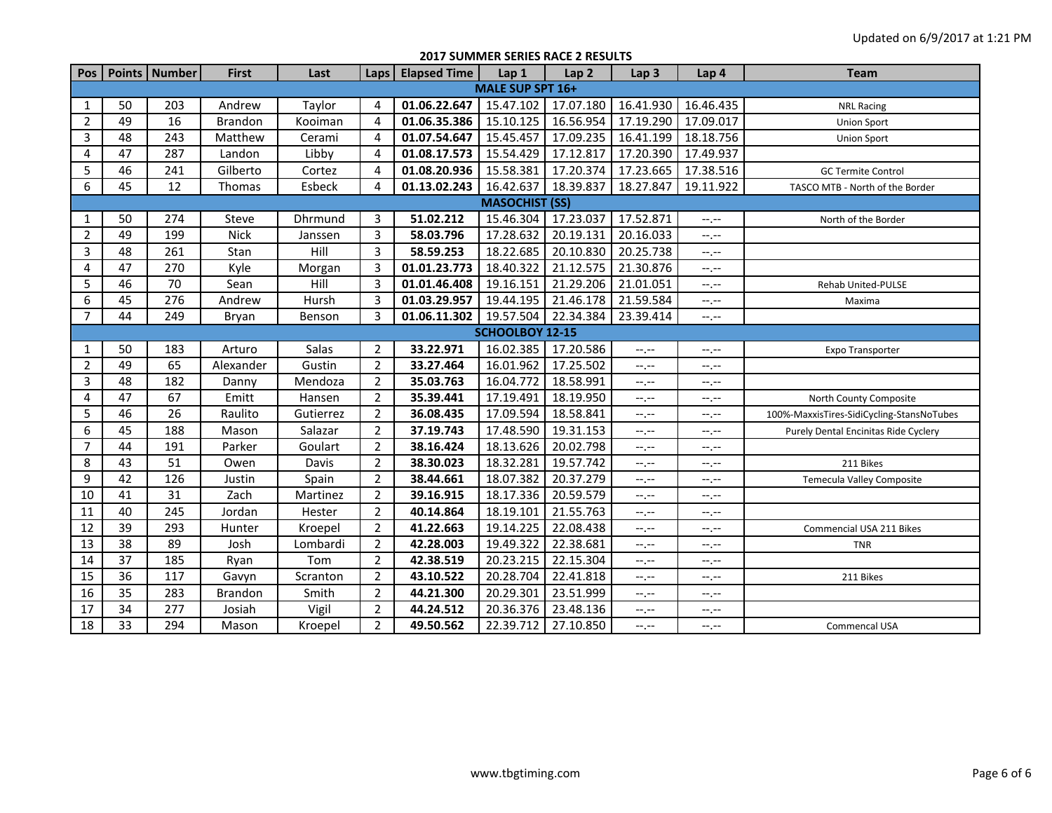Updated on 6/9/2017 at 1:21 PM

## 2017 SUMMER SERIES RACE 2 RESULTS

| Pos | Points | Number | First | Last | Laps | Elapsed Time | Lap 1 | Lap 2 | Lap 3 | Lap 4 | Team |
|---|---|---|---|---|---|---|---|---|---|---|---|
| **MALE SUP SPT 16+** | | | | | | | | | | | |
| 1 | 50 | 203 | Andrew | Taylor | 4 | **01.06.22.647** | 15.47.102 | 17.07.180 | 16.41.930 | 16.46.435 | NRL Racing |
| 2 | 49 | 16 | Brandon | Kooiman | 4 | **01.06.35.386** | 15.10.125 | 16.56.954 | 17.19.290 | 17.09.017 | Union Sport |
| 3 | 48 | 243 | Matthew | Cerami | 4 | **01.07.54.647** | 15.45.457 | 17.09.235 | 16.41.199 | 18.18.756 | Union Sport |
| 4 | 47 | 287 | Landon | Libby | 4 | **01.08.17.573** | 15.54.429 | 17.12.817 | 17.20.390 | 17.49.937 | |
| 5 | 46 | 241 | Gilberto | Cortez | 4 | **01.08.20.936** | 15.58.381 | 17.20.374 | 17.23.665 | 17.38.516 | GC Termite Control |
| 6 | 45 | 12 | Thomas | Esbeck | 4 | **01.13.02.243** | 16.42.637 | 18.39.837 | 18.27.847 | 19.11.922 | TASCO MTB - North of the Border |
| **MASOCHIST (SS)** | | | | | | | | | | | |
| 1 | 50 | 274 | Steve | Dhrmund | 3 | **51.02.212** | 15.46.304 | 17.23.037 | 17.52.871 | --.-- | North of the Border |
| 2 | 49 | 199 | Nick | Janssen | 3 | **58.03.796** | 17.28.632 | 20.19.131 | 20.16.033 | --.-- | |
| 3 | 48 | 261 | Stan | Hill | 3 | **58.59.253** | 18.22.685 | 20.10.830 | 20.25.738 | --.-- | |
| 4 | 47 | 270 | Kyle | Morgan | 3 | **01.01.23.773** | 18.40.322 | 21.12.575 | 21.30.876 | --.-- | |
| 5 | 46 | 70 | Sean | Hill | 3 | **01.01.46.408** | 19.16.151 | 21.29.206 | 21.01.051 | --.-- | Rehab United-PULSE |
| 6 | 45 | 276 | Andrew | Hursh | 3 | **01.03.29.957** | 19.44.195 | 21.46.178 | 21.59.584 | --.-- | Maxima |
| 7 | 44 | 249 | Bryan | Benson | 3 | **01.06.11.302** | 19.57.504 | 22.34.384 | 23.39.414 | --.-- | |
| **SCHOOLBOY 12-15** | | | | | | | | | | | |
| 1 | 50 | 183 | Arturo | Salas | 2 | **33.22.971** | 16.02.385 | 17.20.586 | --.-- | --.-- | Expo Transporter |
| 2 | 49 | 65 | Alexander | Gustin | 2 | **33.27.464** | 16.01.962 | 17.25.502 | --.-- | --.-- | |
| 3 | 48 | 182 | Danny | Mendoza | 2 | **35.03.763** | 16.04.772 | 18.58.991 | --.-- | --.-- | |
| 4 | 47 | 67 | Emitt | Hansen | 2 | **35.39.441** | 17.19.491 | 18.19.950 | --.-- | --.-- | North County Composite |
| 5 | 46 | 26 | Raulito | Gutierrez | 2 | **36.08.435** | 17.09.594 | 18.58.841 | --.-- | --.-- | 100%-MaxxisTires-SidiCycling-StansNoTubes |
| 6 | 45 | 188 | Mason | Salazar | 2 | **37.19.743** | 17.48.590 | 19.31.153 | --.-- | --.-- | Purely Dental Encinitas Ride Cyclery |
| 7 | 44 | 191 | Parker | Goulart | 2 | **38.16.424** | 18.13.626 | 20.02.798 | --.-- | --.-- | |
| 8 | 43 | 51 | Owen | Davis | 2 | **38.30.023** | 18.32.281 | 19.57.742 | --.-- | --.-- | 211 Bikes |
| 9 | 42 | 126 | Justin | Spain | 2 | **38.44.661** | 18.07.382 | 20.37.279 | --.-- | --.-- | Temecula Valley Composite |
| 10 | 41 | 31 | Zach | Martinez | 2 | **39.16.915** | 18.17.336 | 20.59.579 | --.-- | --.-- | |
| 11 | 40 | 245 | Jordan | Hester | 2 | **40.14.864** | 18.19.101 | 21.55.763 | --.-- | --.-- | |
| 12 | 39 | 293 | Hunter | Kroepel | 2 | **41.22.663** | 19.14.225 | 22.08.438 | --.-- | --.-- | Commencial USA 211 Bikes |
| 13 | 38 | 89 | Josh | Lombardi | 2 | **42.28.003** | 19.49.322 | 22.38.681 | --.-- | --.-- | TNR |
| 14 | 37 | 185 | Ryan | Tom | 2 | **42.38.519** | 20.23.215 | 22.15.304 | --.-- | --.-- | |
| 15 | 36 | 117 | Gavyn | Scranton | 2 | **43.10.522** | 20.28.704 | 22.41.818 | --.-- | --.-- | 211 Bikes |
| 16 | 35 | 283 | Brandon | Smith | 2 | **44.21.300** | 20.29.301 | 23.51.999 | --.-- | --.-- | |
| 17 | 34 | 277 | Josiah | Vigil | 2 | **44.24.512** | 20.36.376 | 23.48.136 | --.-- | --.-- | |
| 18 | 33 | 294 | Mason | Kroepel | 2 | **49.50.562** | 22.39.712 | 27.10.850 | --.-- | --.-- | Commencal USA |

www.tbgtiming.com